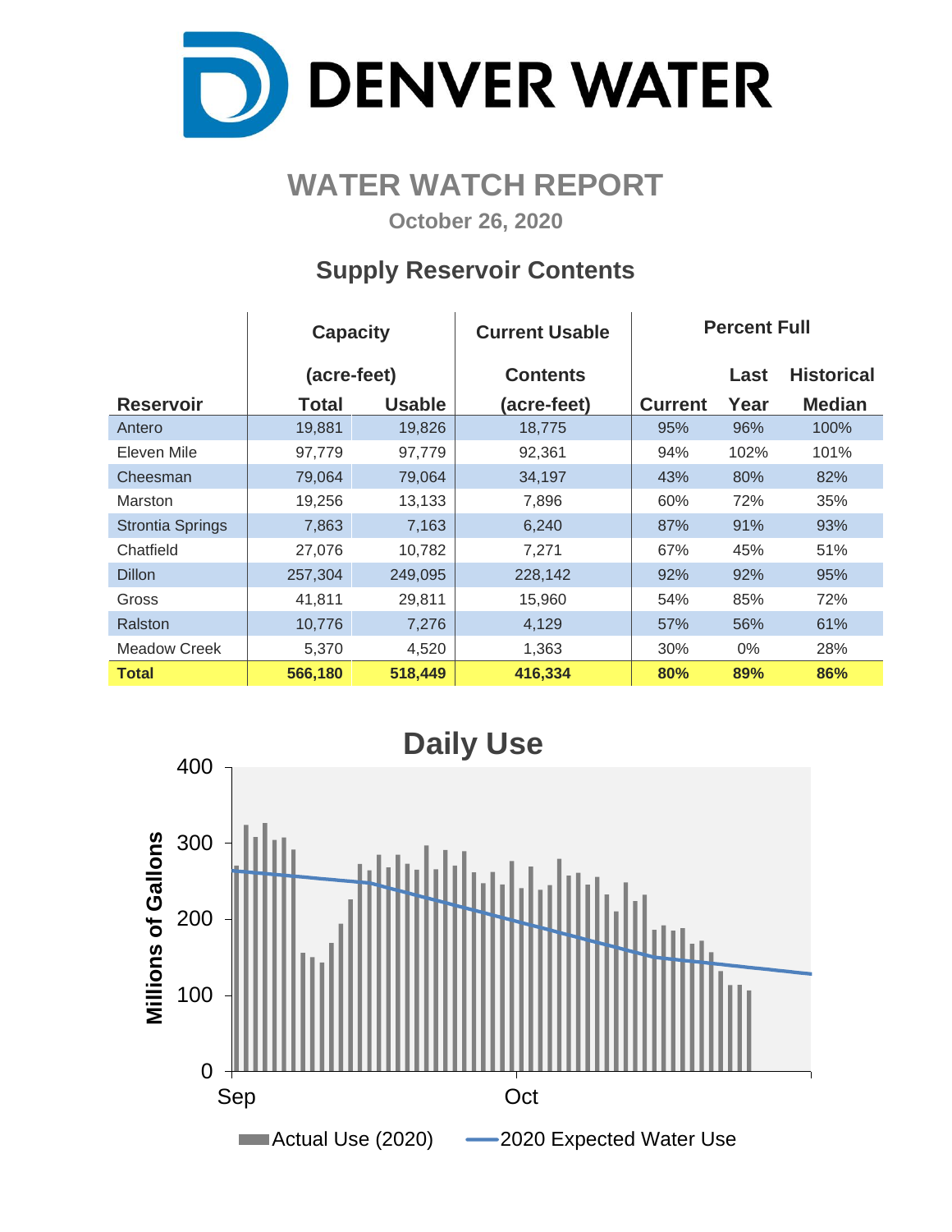# DENVER WATER

## WATER WATCH REPORT

**October 26, 2020**

### Supply Reservoir Contents

| Reservoir | Capacity (acre-feet) Total | Capacity (acre-feet) Usable | Current Usable Contents (acre-feet) | Percent Full Current | Percent Full Last Year | Percent Full Historical Median |
|---|---|---|---|---|---|---|
| Antero | 19,881 | 19,826 | 18,775 | 95% | 96% | 100% |
| Eleven Mile | 97,779 | 97,779 | 92,361 | 94% | 102% | 101% |
| Cheesman | 79,064 | 79,064 | 34,197 | 43% | 80% | 82% |
| Marston | 19,256 | 13,133 | 7,896 | 60% | 72% | 35% |
| Strontia Springs | 7,863 | 7,163 | 6,240 | 87% | 91% | 93% |
| Chatfield | 27,076 | 10,782 | 7,271 | 67% | 45% | 51% |
| Dillon | 257,304 | 249,095 | 228,142 | 92% | 92% | 95% |
| Gross | 41,811 | 29,811 | 15,960 | 54% | 85% | 72% |
| Ralston | 10,776 | 7,276 | 4,129 | 57% | 56% | 61% |
| Meadow Creek | 5,370 | 4,520 | 1,363 | 30% | 0% | 28% |
| **Total** | **566,180** | **518,449** | **416,334** | **80%** | **89%** | **86%** |

### Daily Use

Millions of Gallons (0–400), Sep – Oct

Actual Use (2020) — 2020 Expected Water Use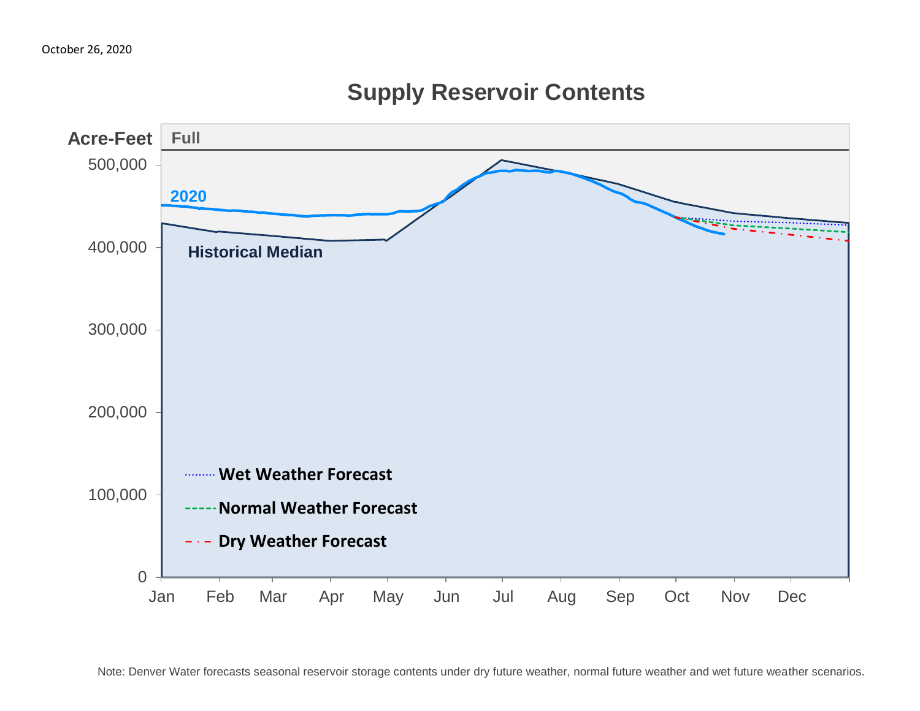October 26, 2020

## Supply Reservoir Contents

Acre-Feet

Full

500,000

400,000

300,000

200,000

100,000

0

2020

Historical Median

Wet Weather Forecast

Normal Weather Forecast

Dry Weather Forecast

Jan Feb Mar Apr May Jun Jul Aug Sep Oct Nov Dec

Note: Denver Water forecasts seasonal reservoir storage contents under dry future weather, normal future weather and wet future weather scenarios.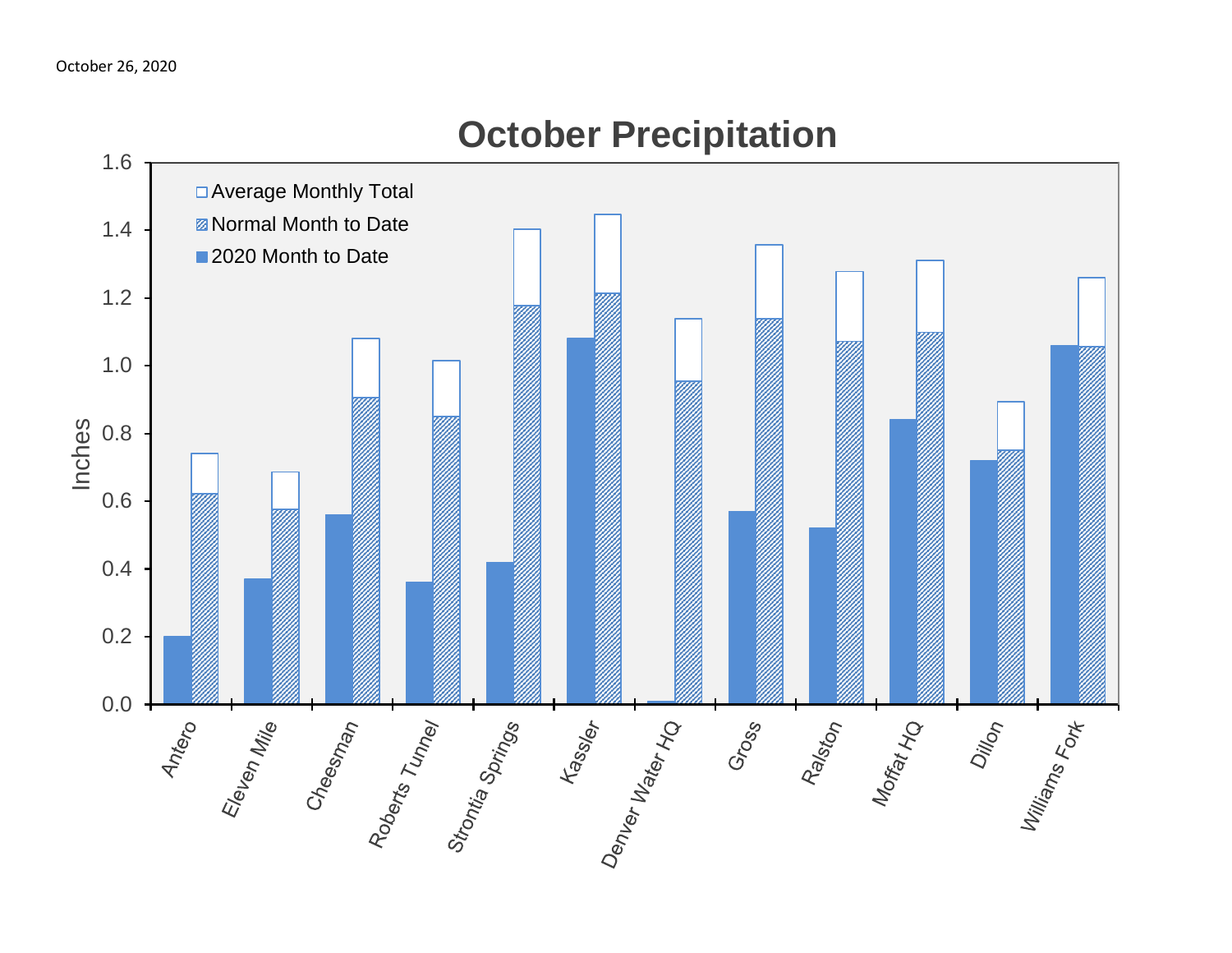October 26, 2020

# October Precipitation

| Location | 2020 Month to Date | Normal Month to Date | Average Monthly Total |
|---|---|---|---|
| Antero | 0.20 | 0.62 | 0.74 |
| Eleven Mile | 0.37 | 0.57 | 0.68 |
| Cheesman | 0.56 | 0.90 | 1.08 |
| Roberts Tunnel | 0.36 | 0.85 | 1.01 |
| Strontia Springs | 0.42 | 1.17 | 1.40 |
| Kassler | 1.08 | 1.21 | 1.44 |
| Denver Water HQ | 0.01 | 0.95 | 1.14 |
| Gross | 0.57 | 1.14 | 1.35 |
| Ralston | 0.52 | 1.07 | 1.27 |
| Moffat HQ | 0.84 | 1.10 | 1.31 |
| Dillon | 0.72 | 0.75 | 0.89 |
| Williams Fork | 1.06 | 1.05 | 1.26 |

Inches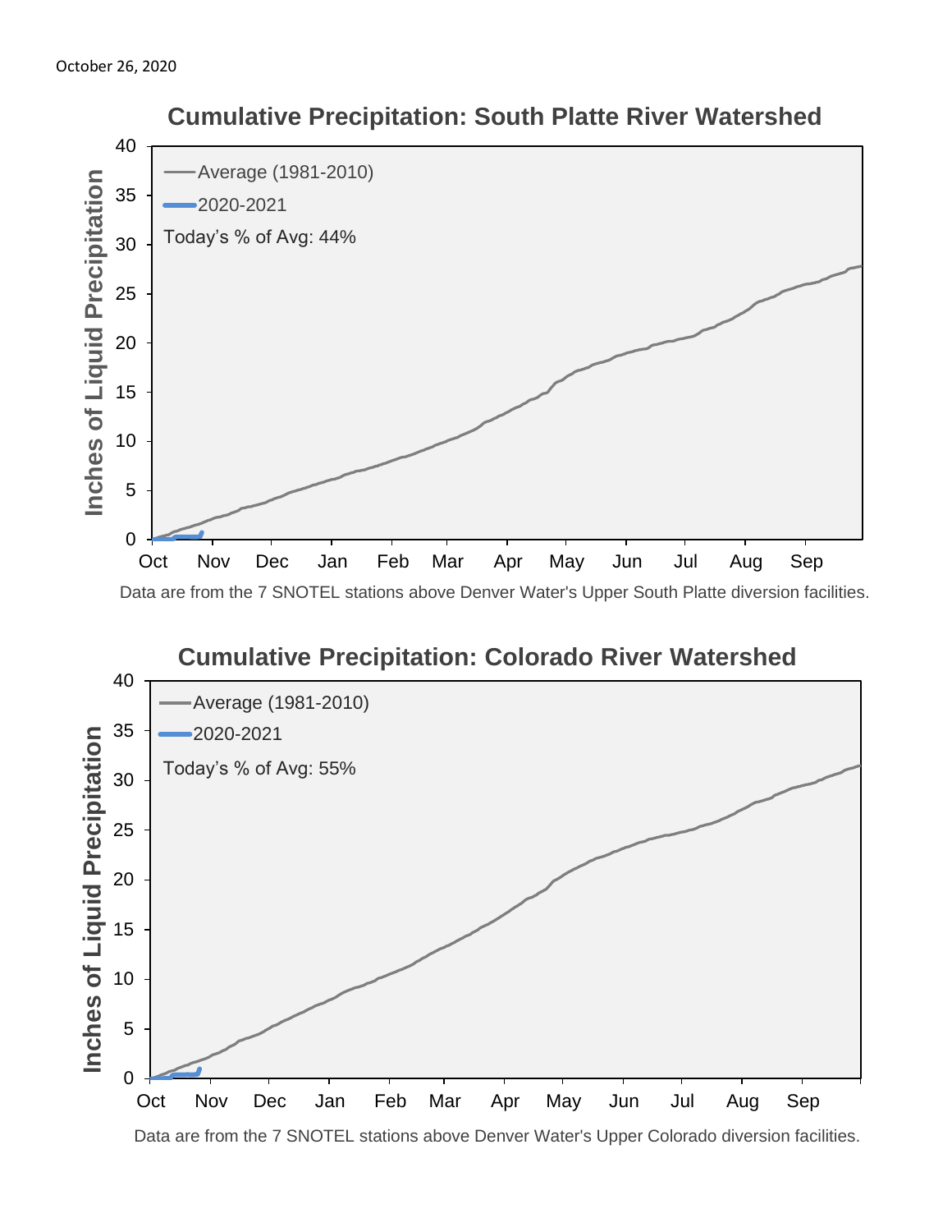October 26, 2020

## Cumulative Precipitation: South Platte River Watershed

Average (1981-2010)

2020-2021

Today's % of Avg: 44%

Data are from the 7 SNOTEL stations above Denver Water's Upper South Platte diversion facilities.

## Cumulative Precipitation: Colorado River Watershed

Average (1981-2010)

2020-2021

Today's % of Avg: 55%

Data are from the 7 SNOTEL stations above Denver Water's Upper Colorado diversion facilities.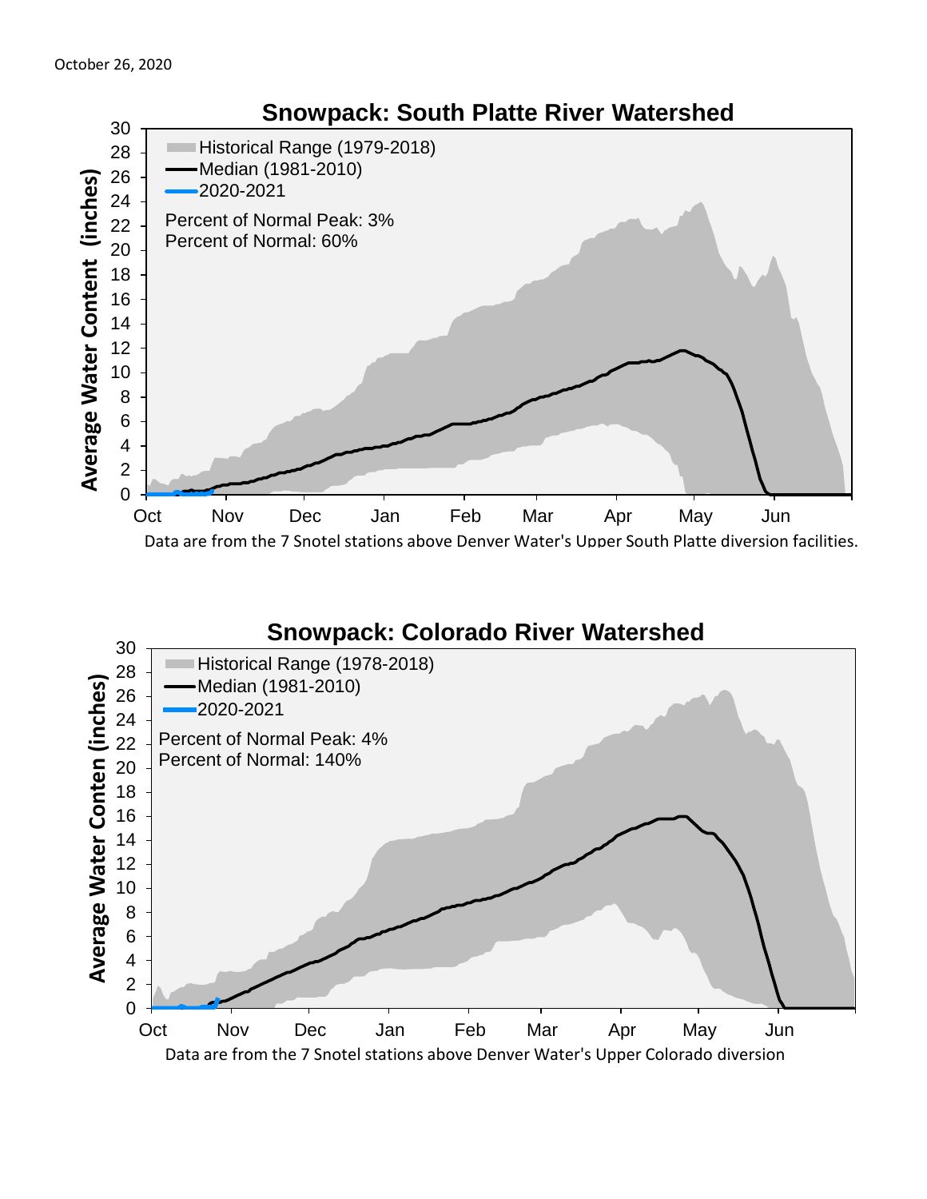October 26, 2020

## Snowpack: South Platte River Watershed

Historical Range (1979-2018)
Median (1981-2010)
2020-2021

Percent of Normal Peak: 3%
Percent of Normal: 60%

Average Water Content (inches)

Oct Nov Dec Jan Feb Mar Apr May Jun

Data are from the 7 Snotel stations above Denver Water's Upper South Platte diversion facilities.

## Snowpack: Colorado River Watershed

Historical Range (1978-2018)
Median (1981-2010)
2020-2021

Percent of Normal Peak: 4%
Percent of Normal: 140%

Average Water Conten (inches)

Oct Nov Dec Jan Feb Mar Apr May Jun

Data are from the 7 Snotel stations above Denver Water's Upper Colorado diversion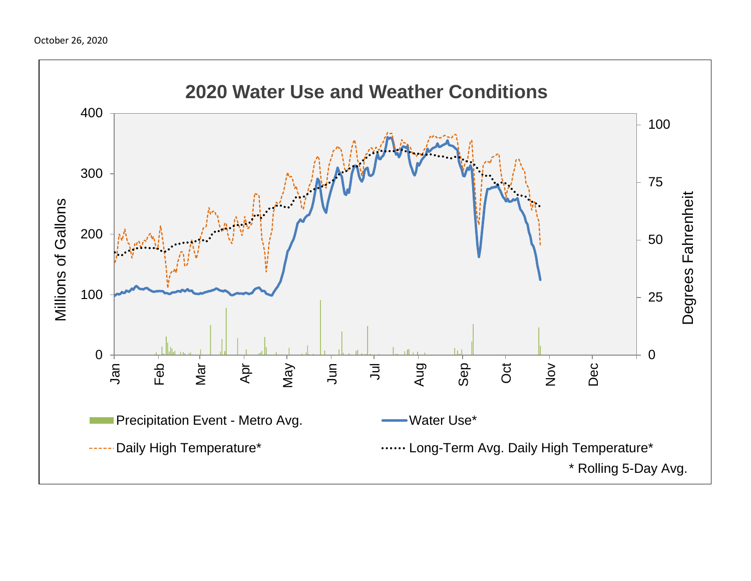October 26, 2020

## 2020 Water Use and Weather Conditions

Millions of Gallons: 0, 100, 200, 300, 400

Degrees Fahrenheit: 0, 25, 50, 75, 100

Jan, Feb, Mar, Apr, May, Jun, Jul, Aug, Sep, Oct, Nov, Dec

Precipitation Event - Metro Avg.

Water Use*

Daily High Temperature*

Long-Term Avg. Daily High Temperature*

\* Rolling 5-Day Avg.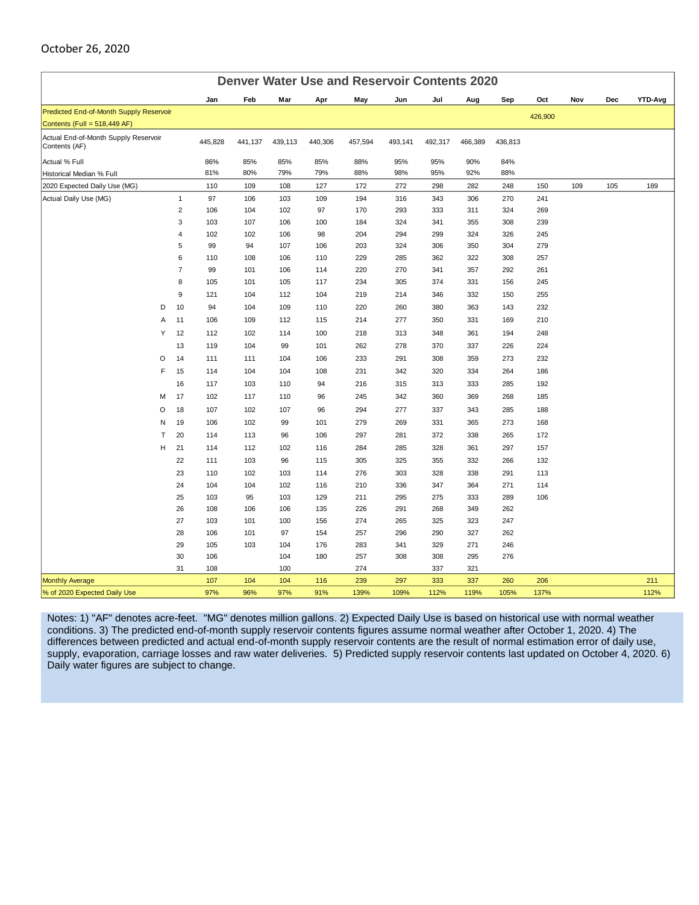October 26, 2020

# Denver Water Use and Reservoir Contents 2020

| | | Jan | Feb | Mar | Apr | May | Jun | Jul | Aug | Sep | Oct | Nov | Dec | YTD-Avg |
|---|---|---|---|---|---|---|---|---|---|---|---|---|---|---|
| Predicted End-of-Month Supply Reservoir Contents (Full = 518,449 AF) | | | | | | | | | | | 426,900 | | | |
| Actual End-of-Month Supply Reservoir Contents (AF) | | 445,828 | 441,137 | 439,113 | 440,306 | 457,594 | 493,141 | 492,317 | 466,389 | 436,813 | | | | |
| Actual % Full | | 86% | 85% | 85% | 85% | 88% | 95% | 95% | 90% | 84% | | | | |
| Historical Median % Full | | 81% | 80% | 79% | 79% | 88% | 98% | 95% | 92% | 88% | | | | |
| 2020 Expected Daily Use (MG) | | 110 | 109 | 108 | 127 | 172 | 272 | 298 | 282 | 248 | 150 | 109 | 105 | 189 |
| Actual Daily Use (MG) | 1 | 97 | 106 | 103 | 109 | 194 | 316 | 343 | 306 | 270 | 241 | | | |
| | 2 | 106 | 104 | 102 | 97 | 170 | 293 | 333 | 311 | 324 | 269 | | | |
| | 3 | 103 | 107 | 106 | 100 | 184 | 324 | 341 | 355 | 308 | 239 | | | |
| | 4 | 102 | 102 | 106 | 98 | 204 | 294 | 299 | 324 | 326 | 245 | | | |
| | 5 | 99 | 94 | 107 | 106 | 203 | 324 | 306 | 350 | 304 | 279 | | | |
| | 6 | 110 | 108 | 106 | 110 | 229 | 285 | 362 | 322 | 308 | 257 | | | |
| | 7 | 99 | 101 | 106 | 114 | 220 | 270 | 341 | 357 | 292 | 261 | | | |
| | 8 | 105 | 101 | 105 | 117 | 234 | 305 | 374 | 331 | 156 | 245 | | | |
| | 9 | 121 | 104 | 112 | 104 | 219 | 214 | 346 | 332 | 150 | 255 | | | |
| D | 10 | 94 | 104 | 109 | 110 | 220 | 260 | 380 | 363 | 143 | 232 | | | |
| A | 11 | 106 | 109 | 112 | 115 | 214 | 277 | 350 | 331 | 169 | 210 | | | |
| Y | 12 | 112 | 102 | 114 | 100 | 218 | 313 | 348 | 361 | 194 | 248 | | | |
| | 13 | 119 | 104 | 99 | 101 | 262 | 278 | 370 | 337 | 226 | 224 | | | |
| O | 14 | 111 | 111 | 104 | 106 | 233 | 291 | 308 | 359 | 273 | 232 | | | |
| F | 15 | 114 | 104 | 104 | 108 | 231 | 342 | 320 | 334 | 264 | 186 | | | |
| | 16 | 117 | 103 | 110 | 94 | 216 | 315 | 313 | 333 | 285 | 192 | | | |
| M | 17 | 102 | 117 | 110 | 96 | 245 | 342 | 360 | 369 | 268 | 185 | | | |
| O | 18 | 107 | 102 | 107 | 96 | 294 | 277 | 337 | 343 | 285 | 188 | | | |
| N | 19 | 106 | 102 | 99 | 101 | 279 | 269 | 331 | 365 | 273 | 168 | | | |
| T | 20 | 114 | 113 | 96 | 106 | 297 | 281 | 372 | 338 | 265 | 172 | | | |
| H | 21 | 114 | 112 | 102 | 116 | 284 | 285 | 328 | 361 | 297 | 157 | | | |
| | 22 | 111 | 103 | 96 | 115 | 305 | 325 | 355 | 332 | 266 | 132 | | | |
| | 23 | 110 | 102 | 103 | 114 | 276 | 303 | 328 | 338 | 291 | 113 | | | |
| | 24 | 104 | 104 | 102 | 116 | 210 | 336 | 347 | 364 | 271 | 114 | | | |
| | 25 | 103 | 95 | 103 | 129 | 211 | 295 | 275 | 333 | 289 | 106 | | | |
| | 26 | 108 | 106 | 106 | 135 | 226 | 291 | 268 | 349 | 262 | | | | |
| | 27 | 103 | 101 | 100 | 156 | 274 | 265 | 325 | 323 | 247 | | | | |
| | 28 | 106 | 101 | 97 | 154 | 257 | 296 | 290 | 327 | 262 | | | | |
| | 29 | 105 | 103 | 104 | 176 | 283 | 341 | 329 | 271 | 246 | | | | |
| | 30 | 106 | | 104 | 180 | 257 | 308 | 308 | 295 | 276 | | | | |
| | 31 | 108 | | 100 | | 274 | | 337 | 321 | | | | | |
| Monthly Average | | 107 | 104 | 104 | 116 | 239 | 297 | 333 | 337 | 260 | 206 | | | 211 |
| % of 2020 Expected Daily Use | | 97% | 96% | 97% | 91% | 139% | 109% | 112% | 119% | 105% | 137% | | | 112% |

Notes: 1) "AF" denotes acre-feet. "MG" denotes million gallons. 2) Expected Daily Use is based on historical use with normal weather conditions. 3) The predicted end-of-month supply reservoir contents figures assume normal weather after October 1, 2020. 4) The differences between predicted and actual end-of-month supply reservoir contents are the result of normal estimation error of daily use, supply, evaporation, carriage losses and raw water deliveries. 5) Predicted supply reservoir contents last updated on October 4, 2020. 6) Daily water figures are subject to change.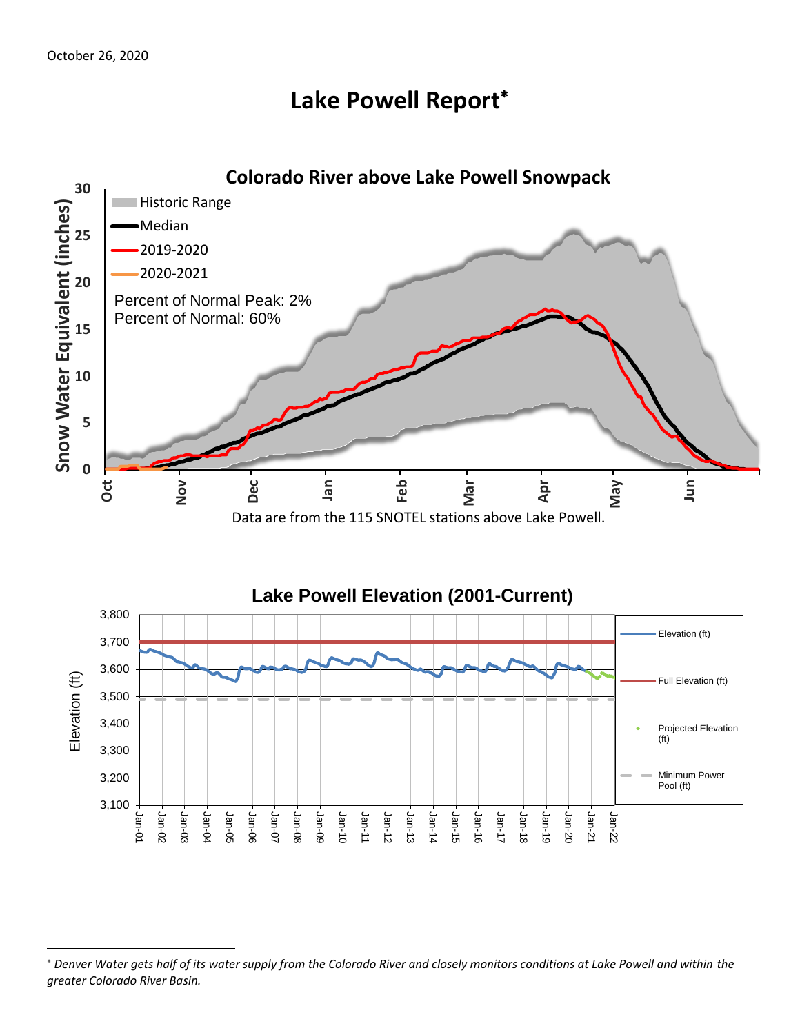October 26, 2020

# Lake Powell Report*

**Colorado River above Lake Powell Snowpack**

Snow Water Equivalent (inches)

30
25
20
15
10
5
0

Historic Range
Median
2019-2020
2020-2021

Percent of Normal Peak: 2%
Percent of Normal: 60%

Oct Nov Dec Jan Feb Mar Apr May Jun

Data are from the 115 SNOTEL stations above Lake Powell.

**Lake Powell Elevation (2001-Current)**

Elevation (ft)

3,800
3,700
3,600
3,500
3,400
3,300
3,200
3,100

Jan-01 Jan-02 Jan-03 Jan-04 Jan-05 Jan-06 Jan-07 Jan-08 Jan-09 Jan-10 Jan-11 Jan-12 Jan-13 Jan-14 Jan-15 Jan-16 Jan-17 Jan-18 Jan-19 Jan-20 Jan-21 Jan-22

Elevation (ft)
Full Elevation (ft)
Projected Elevation (ft)
Minimum Power Pool (ft)

---

* *Denver Water gets half of its water supply from the Colorado River and closely monitors conditions at Lake Powell and within the greater Colorado River Basin.*